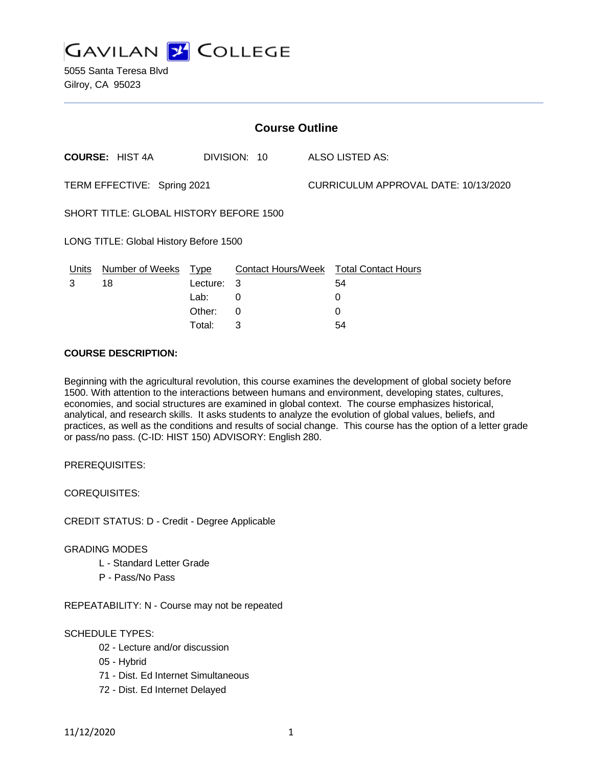# GAVILAN COLLEGE

5055 Santa Teresa Blvd
Gilroy, CA 95023

## Course Outline

**COURSE:** HIST 4A DIVISION: 10 ALSO LISTED AS:

TERM EFFECTIVE: Spring 2021 CURRICULUM APPROVAL DATE: 10/13/2020

SHORT TITLE: GLOBAL HISTORY BEFORE 1500

LONG TITLE: Global History Before 1500

| Units | Number of Weeks | Type | Contact Hours/Week | Total Contact Hours |
|---|---|---|---|---|
| 3 | 18 | Lecture: | 3 | 54 |
| | | Lab: | 0 | 0 |
| | | Other: | 0 | 0 |
| | | Total: | 3 | 54 |

**COURSE DESCRIPTION:**

Beginning with the agricultural revolution, this course examines the development of global society before 1500. With attention to the interactions between humans and environment, developing states, cultures, economies, and social structures are examined in global context. The course emphasizes historical, analytical, and research skills. It asks students to analyze the evolution of global values, beliefs, and practices, as well as the conditions and results of social change. This course has the option of a letter grade or pass/no pass. (C-ID: HIST 150) ADVISORY: English 280.

PREREQUISITES:

COREQUISITES:

CREDIT STATUS: D - Credit - Degree Applicable

GRADING MODES

- L - Standard Letter Grade
- P - Pass/No Pass

REPEATABILITY: N - Course may not be repeated

SCHEDULE TYPES:

- 02 - Lecture and/or discussion
- 05 - Hybrid
- 71 - Dist. Ed Internet Simultaneous
- 72 - Dist. Ed Internet Delayed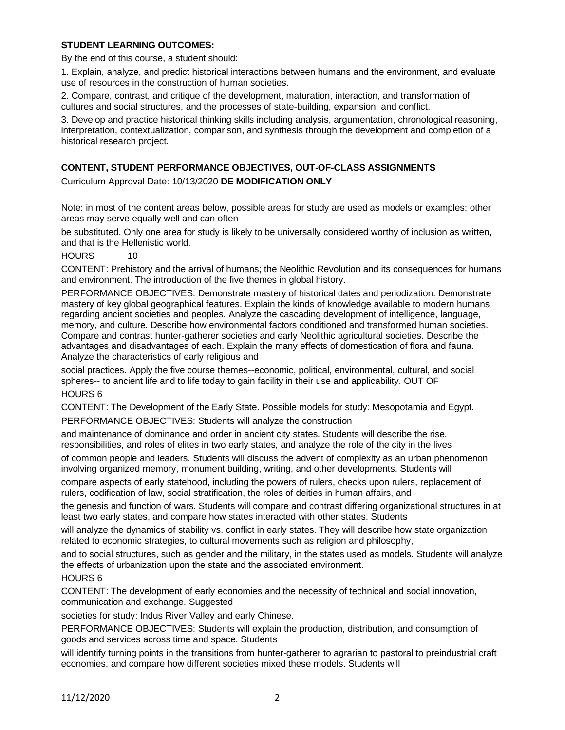**STUDENT LEARNING OUTCOMES:**

By the end of this course, a student should:

1. Explain, analyze, and predict historical interactions between humans and the environment, and evaluate use of resources in the construction of human societies.

2. Compare, contrast, and critique of the development, maturation, interaction, and transformation of cultures and social structures, and the processes of state-building, expansion, and conflict.

3. Develop and practice historical thinking skills including analysis, argumentation, chronological reasoning, interpretation, contextualization, comparison, and synthesis through the development and completion of a historical research project.

**CONTENT, STUDENT PERFORMANCE OBJECTIVES, OUT-OF-CLASS ASSIGNMENTS**

Curriculum Approval Date: 10/13/2020 **DE MODIFICATION ONLY**

Note: in most of the content areas below, possible areas for study are used as models or examples; other areas may serve equally well and can often

be substituted. Only one area for study is likely to be universally considered worthy of inclusion as written, and that is the Hellenistic world.

HOURS 10

CONTENT: Prehistory and the arrival of humans; the Neolithic Revolution and its consequences for humans and environment. The introduction of the five themes in global history.

PERFORMANCE OBJECTIVES: Demonstrate mastery of historical dates and periodization. Demonstrate mastery of key global geographical features. Explain the kinds of knowledge available to modern humans regarding ancient societies and peoples. Analyze the cascading development of intelligence, language, memory, and culture. Describe how environmental factors conditioned and transformed human societies. Compare and contrast hunter-gatherer societies and early Neolithic agricultural societies. Describe the advantages and disadvantages of each. Explain the many effects of domestication of flora and fauna. Analyze the characteristics of early religious and

social practices. Apply the five course themes--economic, political, environmental, cultural, and social spheres-- to ancient life and to life today to gain facility in their use and applicability. OUT OF

HOURS 6

CONTENT: The Development of the Early State. Possible models for study: Mesopotamia and Egypt.

PERFORMANCE OBJECTIVES: Students will analyze the construction

and maintenance of dominance and order in ancient city states. Students will describe the rise, responsibilities, and roles of elites in two early states, and analyze the role of the city in the lives

of common people and leaders. Students will discuss the advent of complexity as an urban phenomenon involving organized memory, monument building, writing, and other developments. Students will

compare aspects of early statehood, including the powers of rulers, checks upon rulers, replacement of rulers, codification of law, social stratification, the roles of deities in human affairs, and

the genesis and function of wars. Students will compare and contrast differing organizational structures in at least two early states, and compare how states interacted with other states. Students

will analyze the dynamics of stability vs. conflict in early states. They will describe how state organization related to economic strategies, to cultural movements such as religion and philosophy,

and to social structures, such as gender and the military, in the states used as models. Students will analyze the effects of urbanization upon the state and the associated environment.

HOURS 6

CONTENT: The development of early economies and the necessity of technical and social innovation, communication and exchange. Suggested

societies for study: Indus River Valley and early Chinese.

PERFORMANCE OBJECTIVES: Students will explain the production, distribution, and consumption of goods and services across time and space. Students

will identify turning points in the transitions from hunter-gatherer to agrarian to pastoral to preindustrial craft economies, and compare how different societies mixed these models. Students will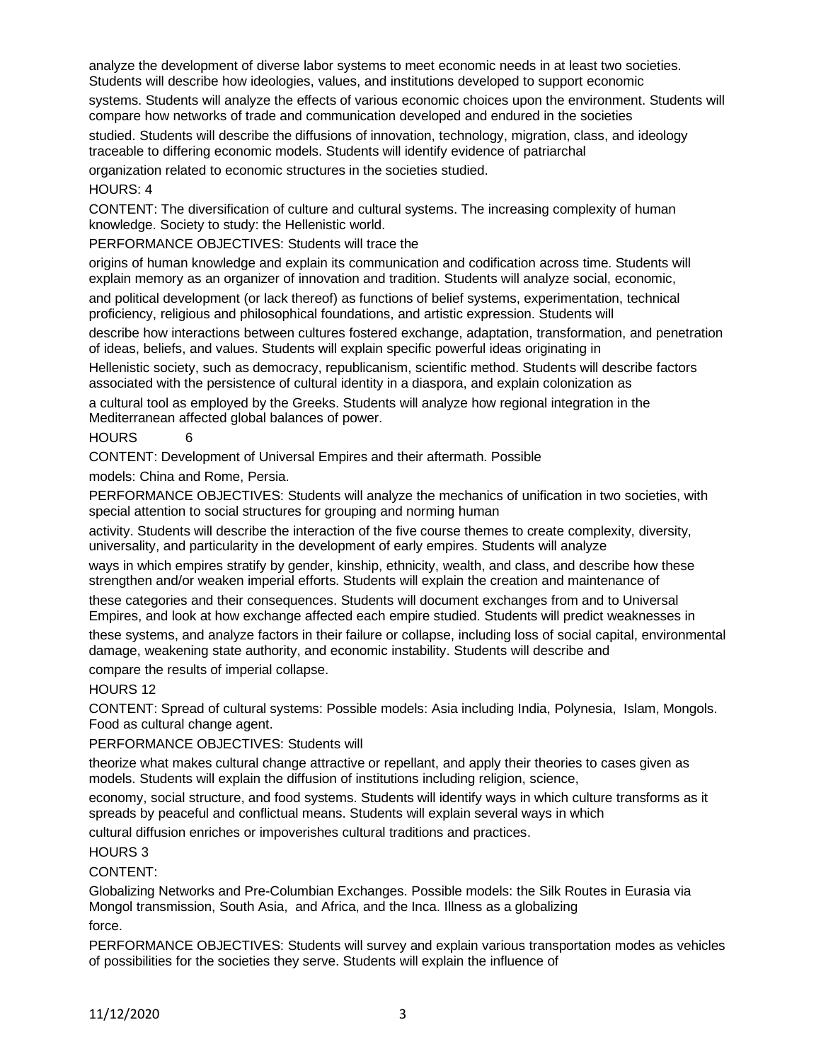analyze the development of diverse labor systems to meet economic needs in at least two societies. Students will describe how ideologies, values, and institutions developed to support economic systems. Students will analyze the effects of various economic choices upon the environment. Students will compare how networks of trade and communication developed and endured in the societies studied. Students will describe the diffusions of innovation, technology, migration, class, and ideology traceable to differing economic models. Students will identify evidence of patriarchal organization related to economic structures in the societies studied.

HOURS: 4

CONTENT: The diversification of culture and cultural systems. The increasing complexity of human knowledge. Society to study: the Hellenistic world.

PERFORMANCE OBJECTIVES: Students will trace the origins of human knowledge and explain its communication and codification across time. Students will explain memory as an organizer of innovation and tradition. Students will analyze social, economic, and political development (or lack thereof) as functions of belief systems, experimentation, technical proficiency, religious and philosophical foundations, and artistic expression. Students will describe how interactions between cultures fostered exchange, adaptation, transformation, and penetration of ideas, beliefs, and values. Students will explain specific powerful ideas originating in Hellenistic society, such as democracy, republicanism, scientific method. Students will describe factors associated with the persistence of cultural identity in a diaspora, and explain colonization as a cultural tool as employed by the Greeks. Students will analyze how regional integration in the Mediterranean affected global balances of power.

HOURS 6

CONTENT: Development of Universal Empires and their aftermath. Possible models: China and Rome, Persia.

PERFORMANCE OBJECTIVES: Students will analyze the mechanics of unification in two societies, with special attention to social structures for grouping and norming human activity. Students will describe the interaction of the five course themes to create complexity, diversity, universality, and particularity in the development of early empires. Students will analyze ways in which empires stratify by gender, kinship, ethnicity, wealth, and class, and describe how these strengthen and/or weaken imperial efforts. Students will explain the creation and maintenance of these categories and their consequences. Students will document exchanges from and to Universal Empires, and look at how exchange affected each empire studied. Students will predict weaknesses in these systems, and analyze factors in their failure or collapse, including loss of social capital, environmental damage, weakening state authority, and economic instability. Students will describe and compare the results of imperial collapse.

HOURS 12

CONTENT: Spread of cultural systems: Possible models: Asia including India, Polynesia, Islam, Mongols. Food as cultural change agent.

PERFORMANCE OBJECTIVES: Students will theorize what makes cultural change attractive or repellant, and apply their theories to cases given as models. Students will explain the diffusion of institutions including religion, science, economy, social structure, and food systems. Students will identify ways in which culture transforms as it spreads by peaceful and conflictual means. Students will explain several ways in which cultural diffusion enriches or impoverishes cultural traditions and practices.

HOURS 3

CONTENT:

Globalizing Networks and Pre-Columbian Exchanges. Possible models: the Silk Routes in Eurasia via Mongol transmission, South Asia, and Africa, and the Inca. Illness as a globalizing force.

PERFORMANCE OBJECTIVES: Students will survey and explain various transportation modes as vehicles of possibilities for the societies they serve. Students will explain the influence of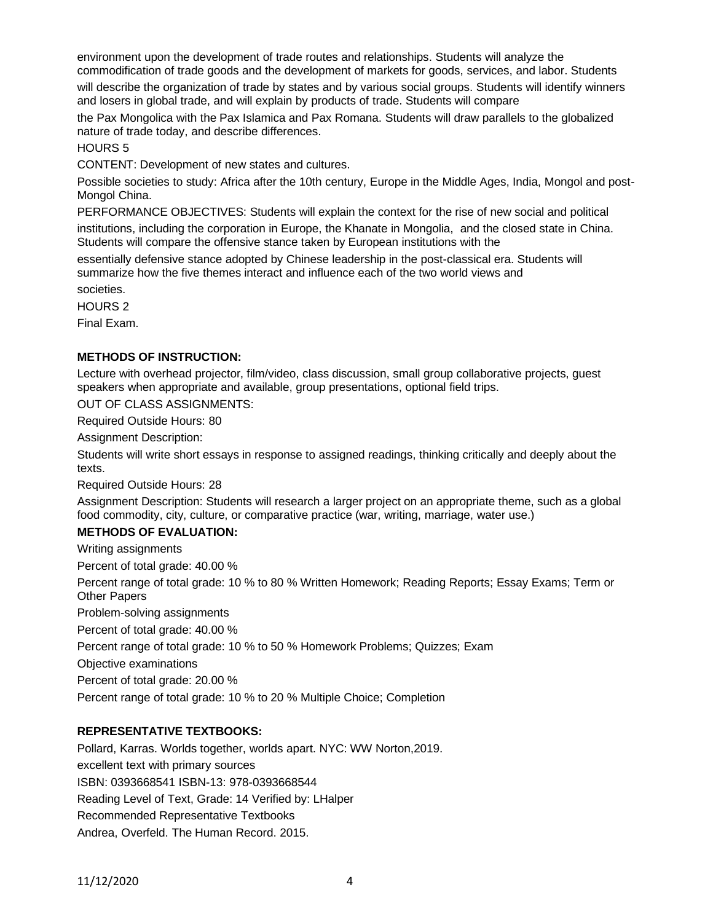environment upon the development of trade routes and relationships. Students will analyze the commodification of trade goods and the development of markets for goods, services, and labor. Students will describe the organization of trade by states and by various social groups. Students will identify winners and losers in global trade, and will explain by products of trade. Students will compare the Pax Mongolica with the Pax Islamica and Pax Romana. Students will draw parallels to the globalized nature of trade today, and describe differences.

HOURS 5

CONTENT: Development of new states and cultures.

Possible societies to study: Africa after the 10th century, Europe in the Middle Ages, India, Mongol and post-Mongol China.

PERFORMANCE OBJECTIVES: Students will explain the context for the rise of new social and political institutions, including the corporation in Europe, the Khanate in Mongolia, and the closed state in China. Students will compare the offensive stance taken by European institutions with the essentially defensive stance adopted by Chinese leadership in the post-classical era. Students will summarize how the five themes interact and influence each of the two world views and societies.

HOURS 2

Final Exam.

**METHODS OF INSTRUCTION:**

Lecture with overhead projector, film/video, class discussion, small group collaborative projects, guest speakers when appropriate and available, group presentations, optional field trips.

OUT OF CLASS ASSIGNMENTS:

Required Outside Hours: 80

Assignment Description:

Students will write short essays in response to assigned readings, thinking critically and deeply about the texts.

Required Outside Hours: 28

Assignment Description: Students will research a larger project on an appropriate theme, such as a global food commodity, city, culture, or comparative practice (war, writing, marriage, water use.)

**METHODS OF EVALUATION:**

Writing assignments

Percent of total grade: 40.00 %

Percent range of total grade: 10 % to 80 % Written Homework; Reading Reports; Essay Exams; Term or Other Papers

Problem-solving assignments

Percent of total grade: 40.00 %

Percent range of total grade: 10 % to 50 % Homework Problems; Quizzes; Exam

Objective examinations

Percent of total grade: 20.00 %

Percent range of total grade: 10 % to 20 % Multiple Choice; Completion

**REPRESENTATIVE TEXTBOOKS:**

Pollard, Karras. Worlds together, worlds apart. NYC: WW Norton,2019.

excellent text with primary sources

ISBN: 0393668541 ISBN-13: 978-0393668544

Reading Level of Text, Grade: 14 Verified by: LHalper

Recommended Representative Textbooks

Andrea, Overfeld. The Human Record. 2015.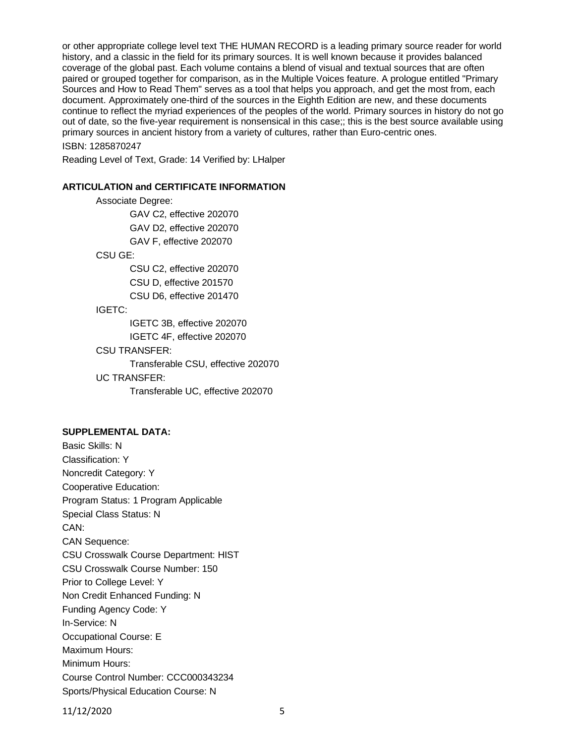or other appropriate college level text THE HUMAN RECORD is a leading primary source reader for world history, and a classic in the field for its primary sources. It is well known because it provides balanced coverage of the global past. Each volume contains a blend of visual and textual sources that are often paired or grouped together for comparison, as in the Multiple Voices feature. A prologue entitled "Primary Sources and How to Read Them" serves as a tool that helps you approach, and get the most from, each document. Approximately one-third of the sources in the Eighth Edition are new, and these documents continue to reflect the myriad experiences of the peoples of the world. Primary sources in history do not go out of date, so the five-year requirement is nonsensical in this case;; this is the best source available using primary sources in ancient history from a variety of cultures, rather than Euro-centric ones.

ISBN: 1285870247

Reading Level of Text, Grade: 14 Verified by: LHalper

**ARTICULATION and CERTIFICATE INFORMATION**

Associate Degree:
- GAV C2, effective 202070
- GAV D2, effective 202070
- GAV F, effective 202070

CSU GE:
- CSU C2, effective 202070
- CSU D, effective 201570
- CSU D6, effective 201470

IGETC:
- IGETC 3B, effective 202070
- IGETC 4F, effective 202070

CSU TRANSFER:
- Transferable CSU, effective 202070

UC TRANSFER:
- Transferable UC, effective 202070

**SUPPLEMENTAL DATA:**

Basic Skills: N
Classification: Y
Noncredit Category: Y
Cooperative Education:
Program Status: 1 Program Applicable
Special Class Status: N
CAN:
CAN Sequence:
CSU Crosswalk Course Department: HIST
CSU Crosswalk Course Number: 150
Prior to College Level: Y
Non Credit Enhanced Funding: N
Funding Agency Code: Y
In-Service: N
Occupational Course: E
Maximum Hours:
Minimum Hours:
Course Control Number: CCC000343234
Sports/Physical Education Course: N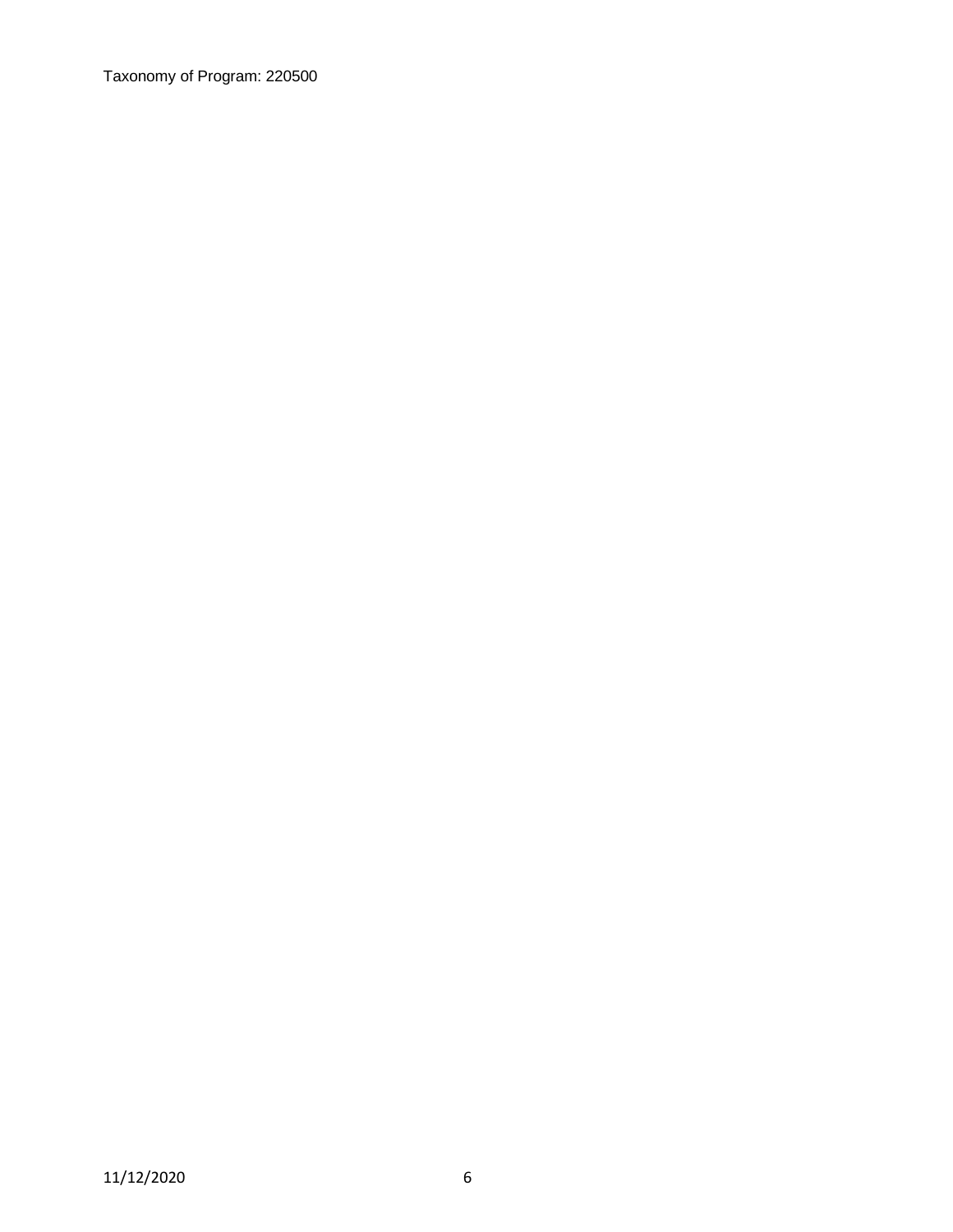Taxonomy of Program: 220500